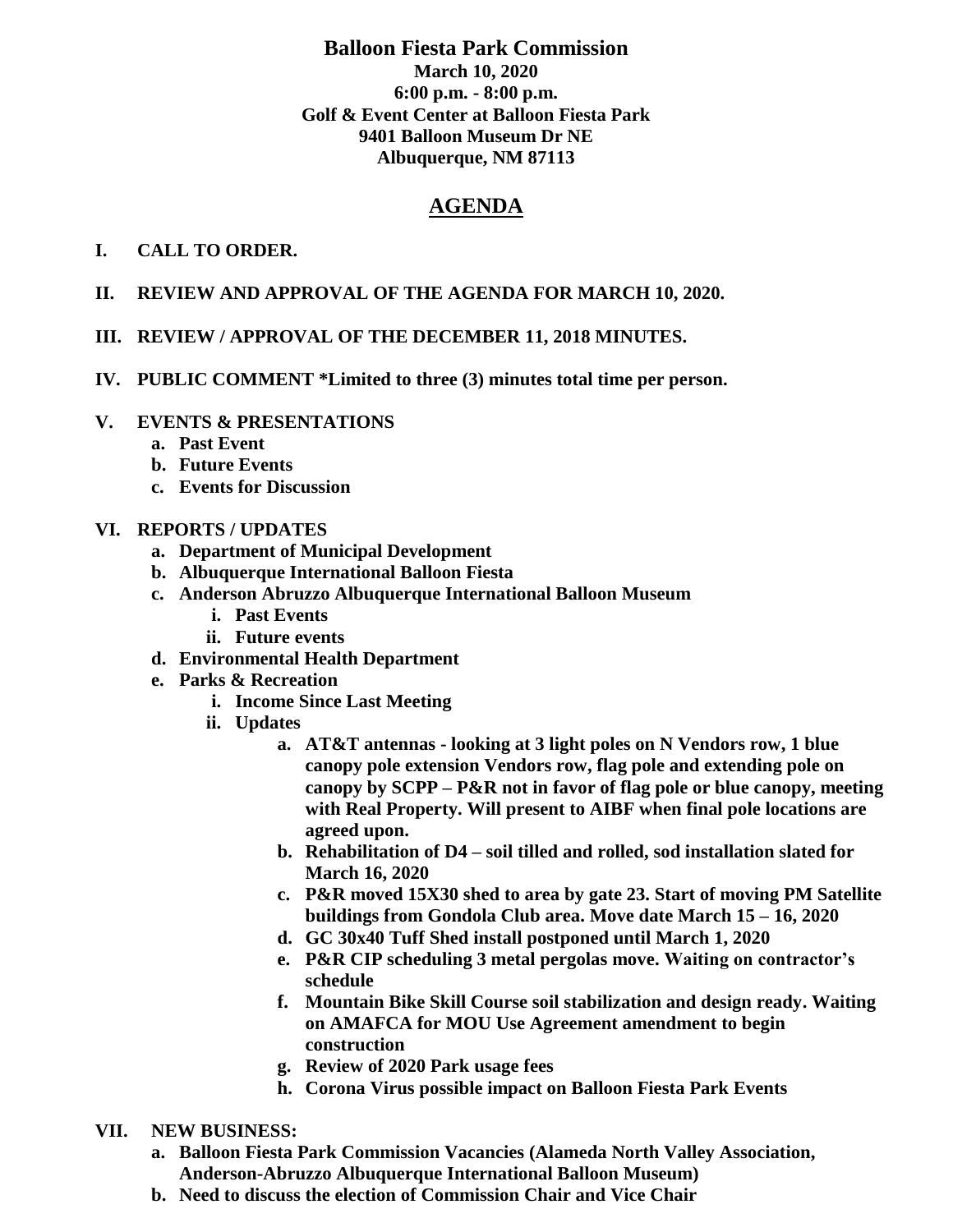# Balloon Fiesta Park Commission

**March 10, 2020**
**6:00 p.m. - 8:00 p.m.**
**Golf & Event Center at Balloon Fiesta Park**
**9401 Balloon Museum Dr NE**
**Albuquerque, NM 87113**

## AGENDA

**I. CALL TO ORDER.**

**II. REVIEW AND APPROVAL OF THE AGENDA FOR MARCH 10, 2020.**

**III. REVIEW / APPROVAL OF THE DECEMBER 11, 2018 MINUTES.**

**IV. PUBLIC COMMENT *Limited to three (3) minutes total time per person.**

**V. EVENTS & PRESENTATIONS**

- **a. Past Event**
- **b. Future Events**
- **c. Events for Discussion**

**VI. REPORTS / UPDATES**

- **a. Department of Municipal Development**
- **b. Albuquerque International Balloon Fiesta**
- **c. Anderson Abruzzo Albuquerque International Balloon Museum**
  - **i. Past Events**
  - **ii. Future events**
- **d. Environmental Health Department**
- **e. Parks & Recreation**
  - **i. Income Since Last Meeting**
  - **ii. Updates**
    - **a. AT&T antennas - looking at 3 light poles on N Vendors row, 1 blue canopy pole extension Vendors row, flag pole and extending pole on canopy by SCPP – P&R not in favor of flag pole or blue canopy, meeting with Real Property. Will present to AIBF when final pole locations are agreed upon.**
    - **b. Rehabilitation of D4 – soil tilled and rolled, sod installation slated for March 16, 2020**
    - **c. P&R moved 15X30 shed to area by gate 23. Start of moving PM Satellite buildings from Gondola Club area. Move date March 15 – 16, 2020**
    - **d. GC 30x40 Tuff Shed install postponed until March 1, 2020**
    - **e. P&R CIP scheduling 3 metal pergolas move. Waiting on contractor's schedule**
    - **f. Mountain Bike Skill Course soil stabilization and design ready. Waiting on AMAFCA for MOU Use Agreement amendment to begin construction**
    - **g. Review of 2020 Park usage fees**
    - **h. Corona Virus possible impact on Balloon Fiesta Park Events**

**VII. NEW BUSINESS:**

- **a. Balloon Fiesta Park Commission Vacancies (Alameda North Valley Association, Anderson-Abruzzo Albuquerque International Balloon Museum)**
- **b. Need to discuss the election of Commission Chair and Vice Chair**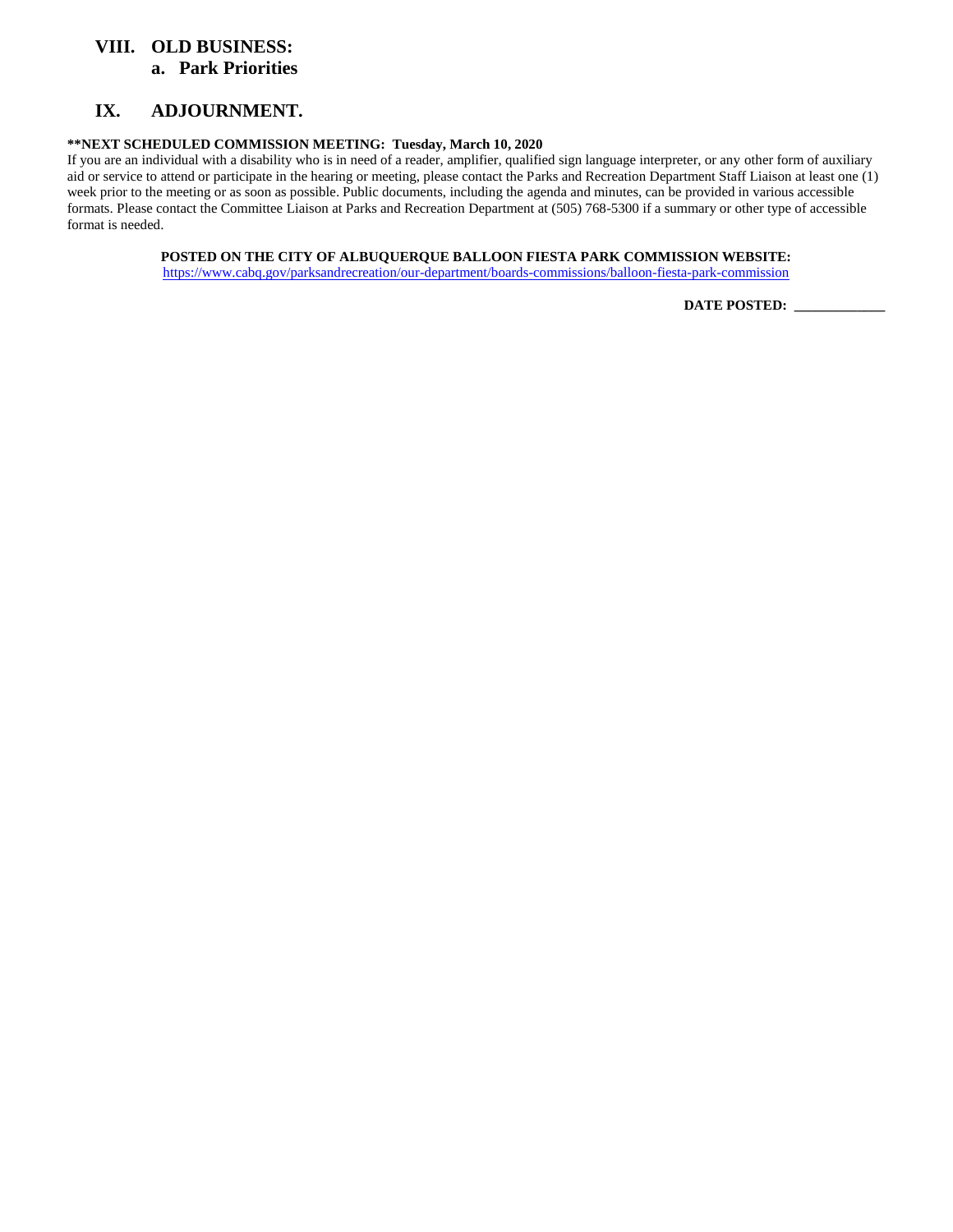## VIII. OLD BUSINESS:

### a. Park Priorities

## IX. ADJOURNMENT.

**\*\*NEXT SCHEDULED COMMISSION MEETING: Tuesday, March 10, 2020**

If you are an individual with a disability who is in need of a reader, amplifier, qualified sign language interpreter, or any other form of auxiliary aid or service to attend or participate in the hearing or meeting, please contact the Parks and Recreation Department Staff Liaison at least one (1) week prior to the meeting or as soon as possible. Public documents, including the agenda and minutes, can be provided in various accessible formats. Please contact the Committee Liaison at Parks and Recreation Department at (505) 768-5300 if a summary or other type of accessible format is needed.

**POSTED ON THE CITY OF ALBUQUERQUE BALLOON FIESTA PARK COMMISSION WEBSITE:**
https://www.cabq.gov/parksandrecreation/our-department/boards-commissions/balloon-fiesta-park-commission

**DATE POSTED: _____________**